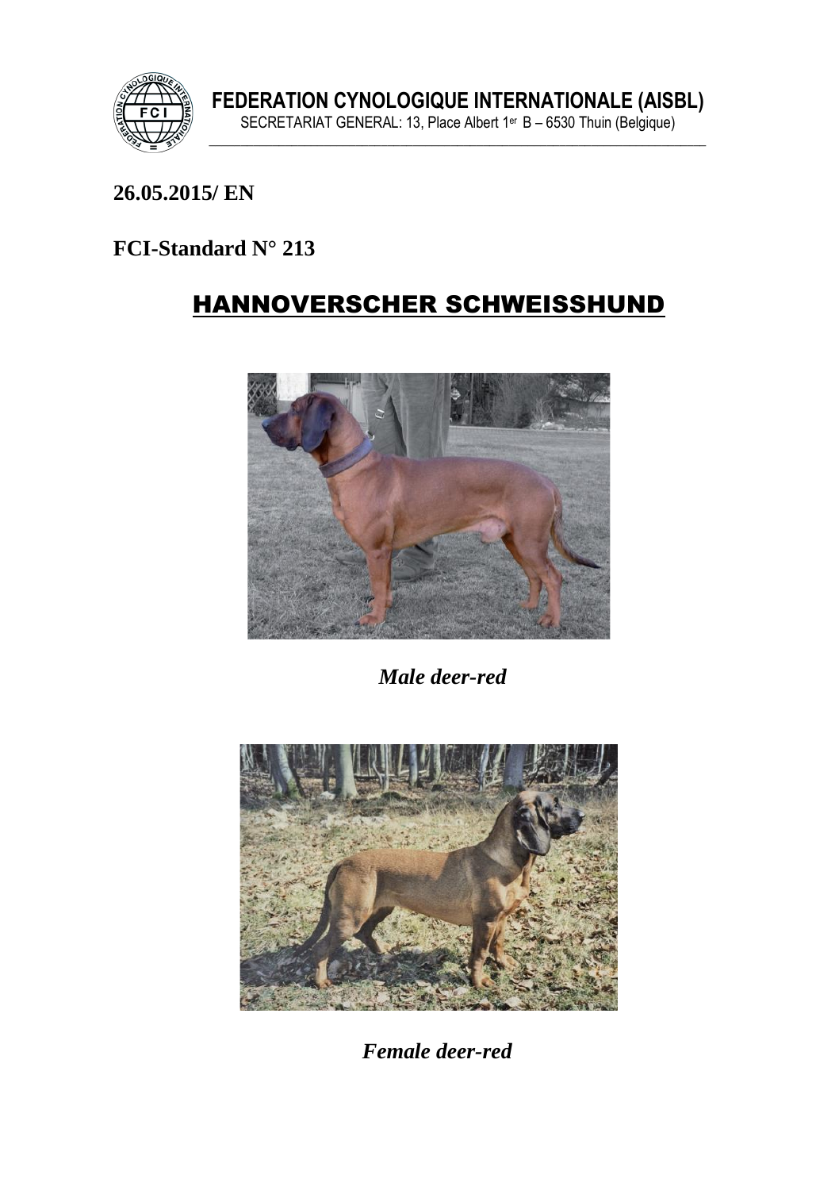**FEDERATION CYNOLOGIQUE INTERNATIONALE (AISBL)**
SECRETARIAT GENERAL: 13, Place Albert 1er B – 6530 Thuin (Belgique)

**26.05.2015/ EN**

**FCI-Standard N° 213**

# HANNOVERSCHER SCHWEISSHUND

*Male deer-red*

*Female deer-red*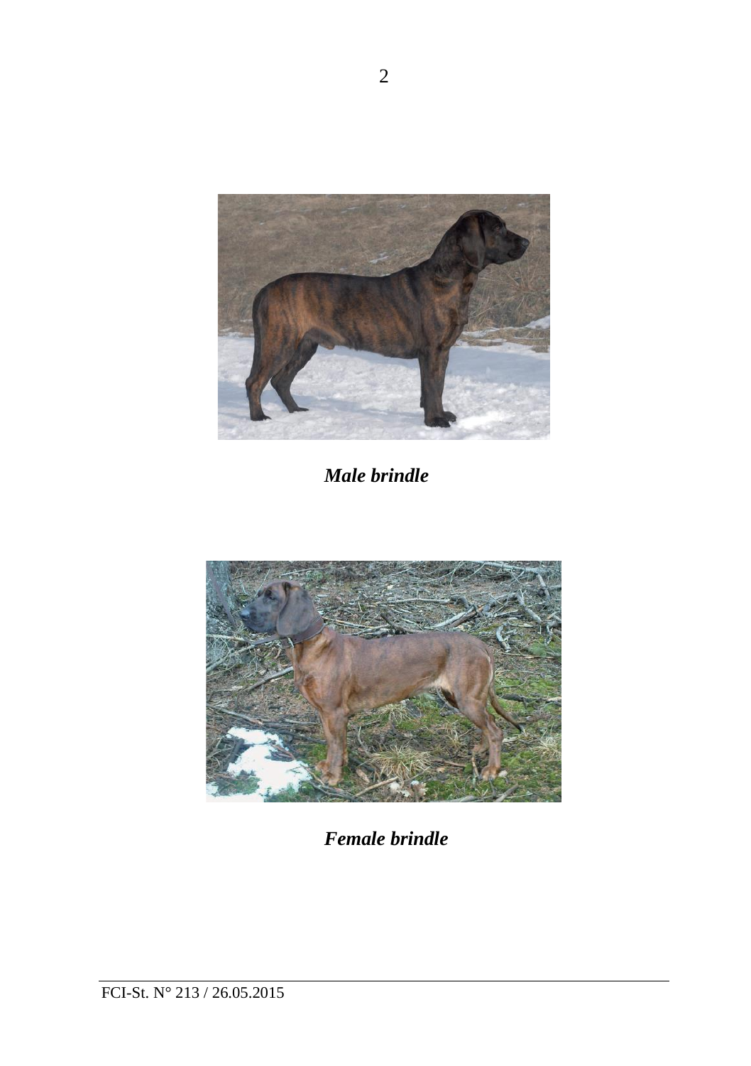*Male brindle*

*Female brindle*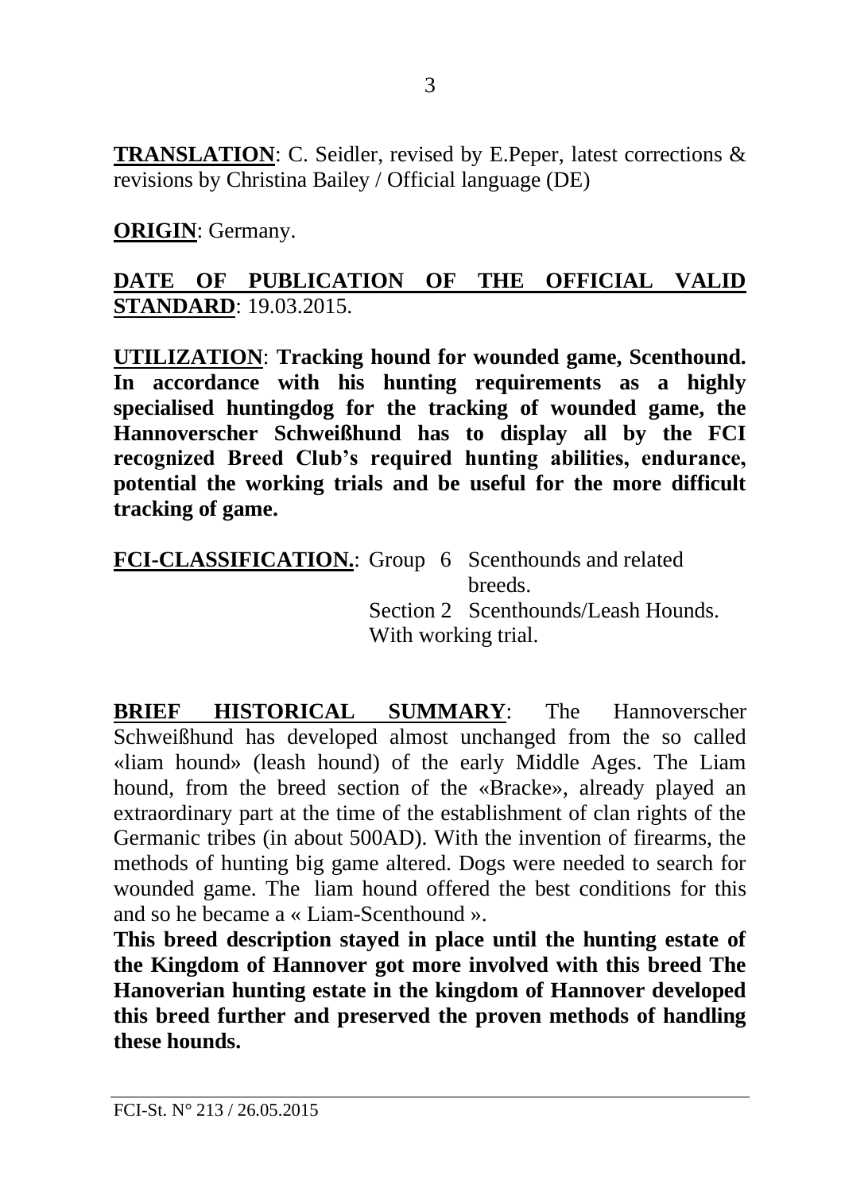**TRANSLATION**: C. Seidler, revised by E.Peper, latest corrections & revisions by Christina Bailey / Official language (DE)

**ORIGIN**: Germany.

**DATE OF PUBLICATION OF THE OFFICIAL VALID STANDARD**: 19.03.2015.

**UTILIZATION**: **Tracking hound for wounded game, Scenthound. In accordance with his hunting requirements as a highly specialised huntingdog for the tracking of wounded game, the Hannoverscher Schweißhund has to display all by the FCI recognized Breed Club's required hunting abilities, endurance, potential the working trials and be useful for the more difficult tracking of game.**

**FCI-CLASSIFICATION.**: Group 6 Scenthounds and related breeds.
Section 2 Scenthounds/Leash Hounds.
With working trial.

**BRIEF HISTORICAL SUMMARY**: The Hannoverscher Schweißhund has developed almost unchanged from the so called «liam hound» (leash hound) of the early Middle Ages. The Liam hound, from the breed section of the «Bracke», already played an extraordinary part at the time of the establishment of clan rights of the Germanic tribes (in about 500AD). With the invention of firearms, the methods of hunting big game altered. Dogs were needed to search for wounded game. The liam hound offered the best conditions for this and so he became a « Liam-Scenthound ».
**This breed description stayed in place until the hunting estate of the Kingdom of Hannover got more involved with this breed The Hanoverian hunting estate in the kingdom of Hannover developed this breed further and preserved the proven methods of handling these hounds.**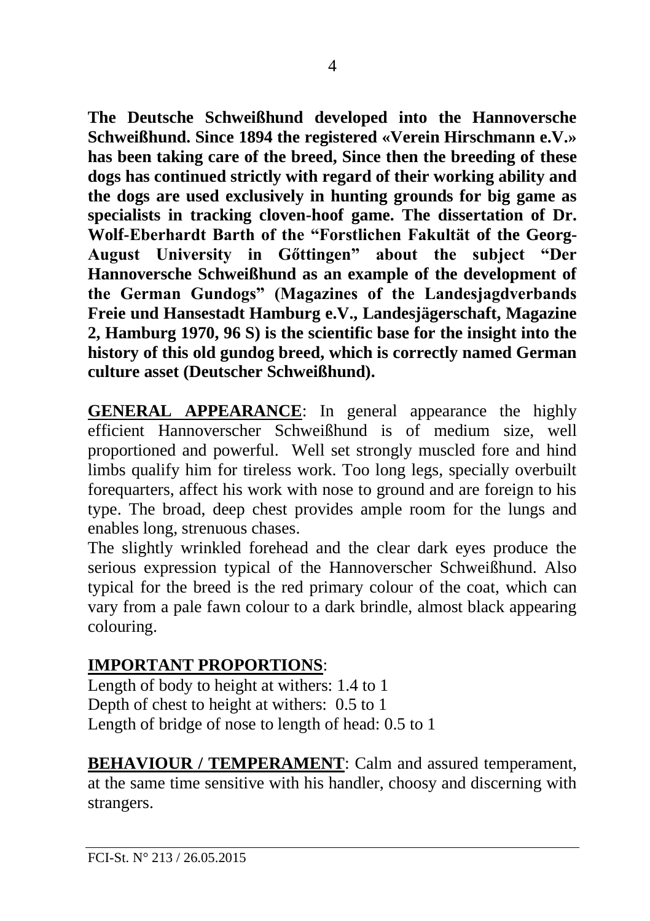**The Deutsche Schweißhund developed into the Hannoversche Schweißhund. Since 1894 the registered «Verein Hirschmann e.V.» has been taking care of the breed, Since then the breeding of these dogs has continued strictly with regard of their working ability and the dogs are used exclusively in hunting grounds for big game as specialists in tracking cloven-hoof game. The dissertation of Dr. Wolf-Eberhardt Barth of the "Forstlichen Fakultät of the Georg-August University in Gőttingen" about the subject "Der Hannoversche Schweißhund as an example of the development of the German Gundogs" (Magazines of the Landesjagdverbands Freie und Hansestadt Hamburg e.V., Landesjägerschaft, Magazine 2, Hamburg 1970, 96 S) is the scientific base for the insight into the history of this old gundog breed, which is correctly named German culture asset (Deutscher Schweißhund).**

**GENERAL APPEARANCE**: In general appearance the highly efficient Hannoverscher Schweißhund is of medium size, well proportioned and powerful. Well set strongly muscled fore and hind limbs qualify him for tireless work. Too long legs, specially overbuilt forequarters, affect his work with nose to ground and are foreign to his type. The broad, deep chest provides ample room for the lungs and enables long, strenuous chases.

The slightly wrinkled forehead and the clear dark eyes produce the serious expression typical of the Hannoverscher Schweißhund. Also typical for the breed is the red primary colour of the coat, which can vary from a pale fawn colour to a dark brindle, almost black appearing colouring.

**IMPORTANT PROPORTIONS**:

Length of body to height at withers: 1.4 to 1
Depth of chest to height at withers: 0.5 to 1
Length of bridge of nose to length of head: 0.5 to 1

**BEHAVIOUR / TEMPERAMENT**: Calm and assured temperament, at the same time sensitive with his handler, choosy and discerning with strangers.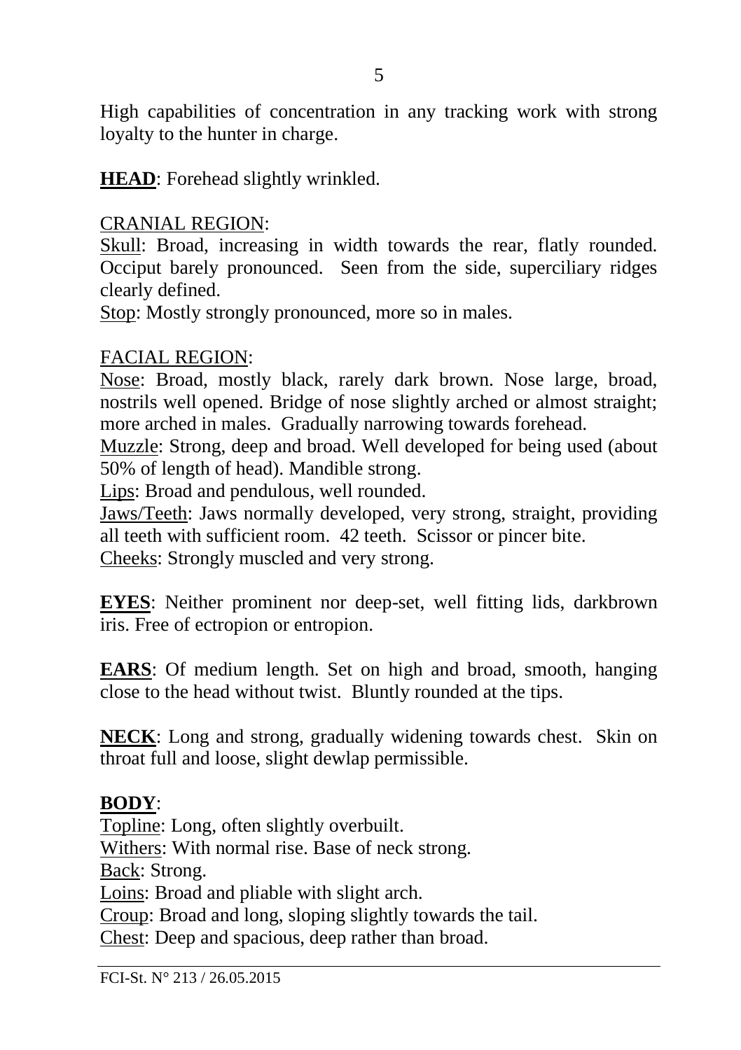High capabilities of concentration in any tracking work with strong loyalty to the hunter in charge.

**HEAD**: Forehead slightly wrinkled.

CRANIAL REGION:

Skull: Broad, increasing in width towards the rear, flatly rounded. Occiput barely pronounced. Seen from the side, superciliary ridges clearly defined.

Stop: Mostly strongly pronounced, more so in males.

FACIAL REGION:

Nose: Broad, mostly black, rarely dark brown. Nose large, broad, nostrils well opened. Bridge of nose slightly arched or almost straight; more arched in males. Gradually narrowing towards forehead.

Muzzle: Strong, deep and broad. Well developed for being used (about 50% of length of head). Mandible strong.

Lips: Broad and pendulous, well rounded.

Jaws/Teeth: Jaws normally developed, very strong, straight, providing all teeth with sufficient room. 42 teeth. Scissor or pincer bite.

Cheeks: Strongly muscled and very strong.

**EYES**: Neither prominent nor deep-set, well fitting lids, darkbrown iris. Free of ectropion or entropion.

**EARS**: Of medium length. Set on high and broad, smooth, hanging close to the head without twist. Bluntly rounded at the tips.

**NECK**: Long and strong, gradually widening towards chest. Skin on throat full and loose, slight dewlap permissible.

**BODY**:

Topline: Long, often slightly overbuilt.

Withers: With normal rise. Base of neck strong.

Back: Strong.

Loins: Broad and pliable with slight arch.

Croup: Broad and long, sloping slightly towards the tail.

Chest: Deep and spacious, deep rather than broad.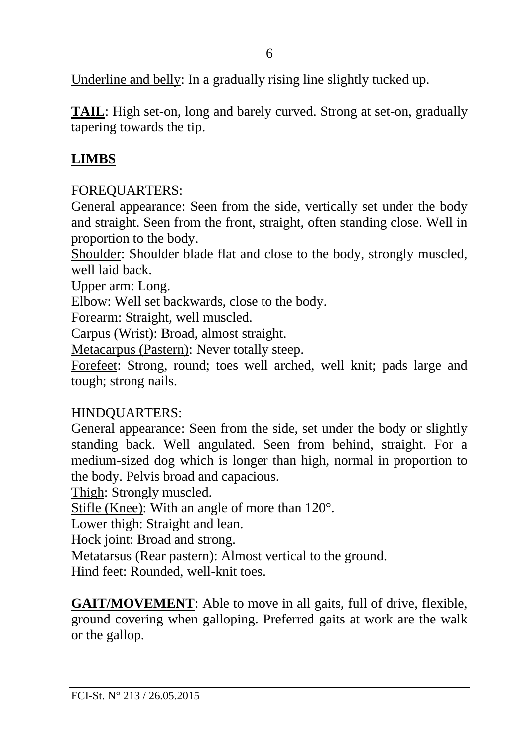Underline and belly: In a gradually rising line slightly tucked up.

**TAIL**: High set-on, long and barely curved. Strong at set-on, gradually tapering towards the tip.

## LIMBS

FOREQUARTERS:

General appearance: Seen from the side, vertically set under the body and straight. Seen from the front, straight, often standing close. Well in proportion to the body.

Shoulder: Shoulder blade flat and close to the body, strongly muscled, well laid back.

Upper arm: Long.

Elbow: Well set backwards, close to the body.

Forearm: Straight, well muscled.

Carpus (Wrist): Broad, almost straight.

Metacarpus (Pastern): Never totally steep.

Forefeet: Strong, round; toes well arched, well knit; pads large and tough; strong nails.

HINDQUARTERS:

General appearance: Seen from the side, set under the body or slightly standing back. Well angulated. Seen from behind, straight. For a medium-sized dog which is longer than high, normal in proportion to the body. Pelvis broad and capacious.

Thigh: Strongly muscled.

Stifle (Knee): With an angle of more than 120°.

Lower thigh: Straight and lean.

Hock joint: Broad and strong.

Metatarsus (Rear pastern): Almost vertical to the ground.

Hind feet: Rounded, well-knit toes.

**GAIT/MOVEMENT**: Able to move in all gaits, full of drive, flexible, ground covering when galloping. Preferred gaits at work are the walk or the gallop.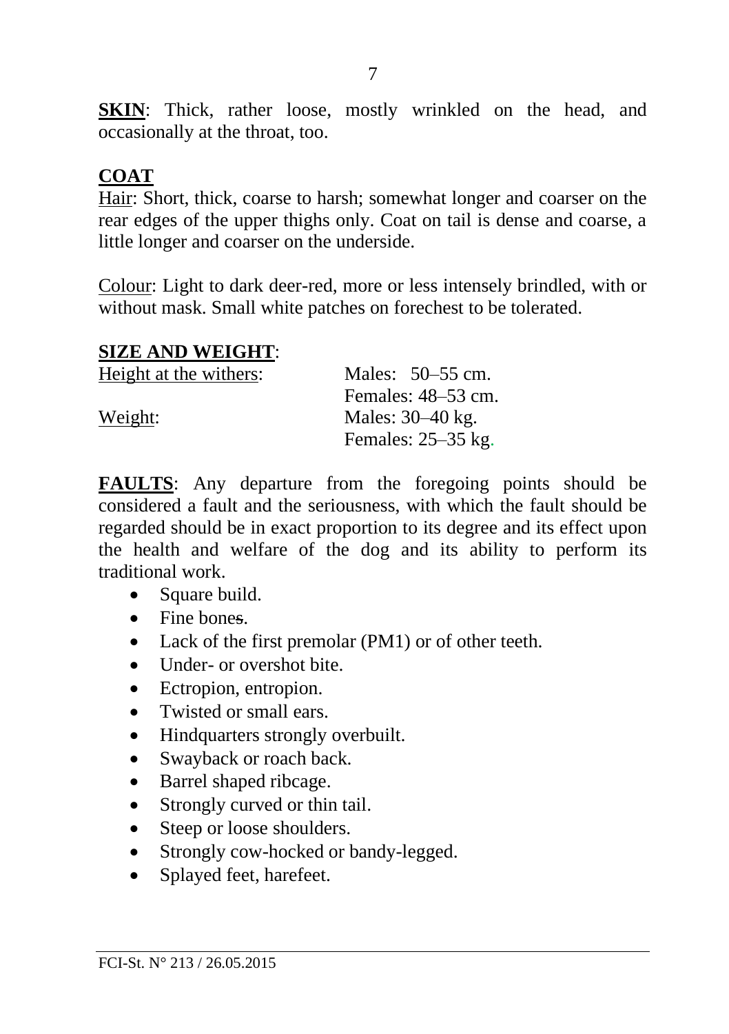**SKIN**: Thick, rather loose, mostly wrinkled on the head, and occasionally at the throat, too.

**COAT**

Hair: Short, thick, coarse to harsh; somewhat longer and coarser on the rear edges of the upper thighs only. Coat on tail is dense and coarse, a little longer and coarser on the underside.

Colour: Light to dark deer-red, more or less intensely brindled, with or without mask. Small white patches on forechest to be tolerated.

**SIZE AND WEIGHT**:

| | |
|---|---|
| Height at the withers: | Males: 50–55 cm. |
| | Females: 48–53 cm. |
| Weight: | Males: 30–40 kg. |
| | Females: 25–35 kg. |

**FAULTS**: Any departure from the foregoing points should be considered a fault and the seriousness, with which the fault should be regarded should be in exact proportion to its degree and its effect upon the health and welfare of the dog and its ability to perform its traditional work.

- Square build.
- Fine bones.
- Lack of the first premolar (PM1) or of other teeth.
- Under- or overshot bite.
- Ectropion, entropion.
- Twisted or small ears.
- Hindquarters strongly overbuilt.
- Swayback or roach back.
- Barrel shaped ribcage.
- Strongly curved or thin tail.
- Steep or loose shoulders.
- Strongly cow-hocked or bandy-legged.
- Splayed feet, harefeet.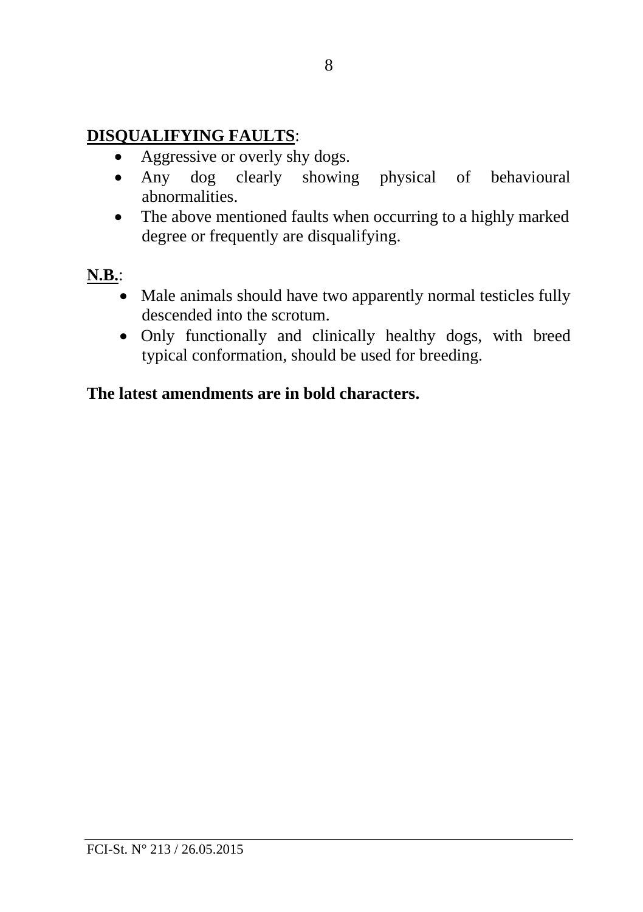**DISQUALIFYING FAULTS**:

- Aggressive or overly shy dogs.
- Any dog clearly showing physical of behavioural abnormalities.
- The above mentioned faults when occurring to a highly marked degree or frequently are disqualifying.

**N.B.**:

- Male animals should have two apparently normal testicles fully descended into the scrotum.
- Only functionally and clinically healthy dogs, with breed typical conformation, should be used for breeding.

**The latest amendments are in bold characters.**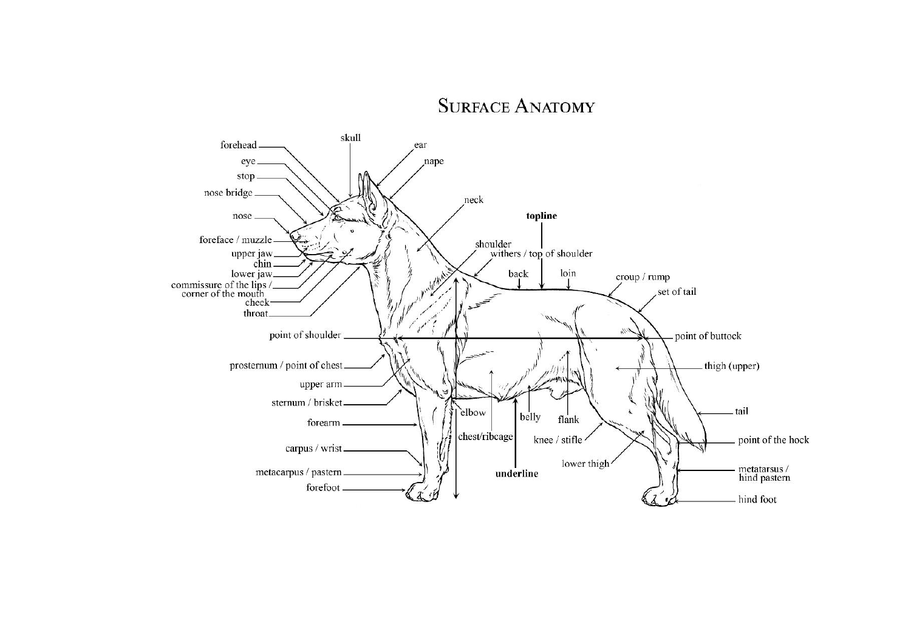# Surface Anatomy

forehead
eye
stop
nose bridge
nose
foreface / muzzle
upper jaw
chin
lower jaw
commissure of the lips / corner of the mouth
cheek
throat
skull
ear
nape
neck
topline
shoulder
withers / top of shoulder
back
loin
croup / rump
set of tail
point of shoulder
point of buttock
prosternum / point of chest
thigh (upper)
upper arm
sternum / brisket
tail
forearm
elbow
belly
flank
point of the hock
carpus / wrist
chest/ribcage
knee / stifle
metacarpus / pastern
lower thigh
metatarsus / hind pastern
underline
forefoot
hind foot